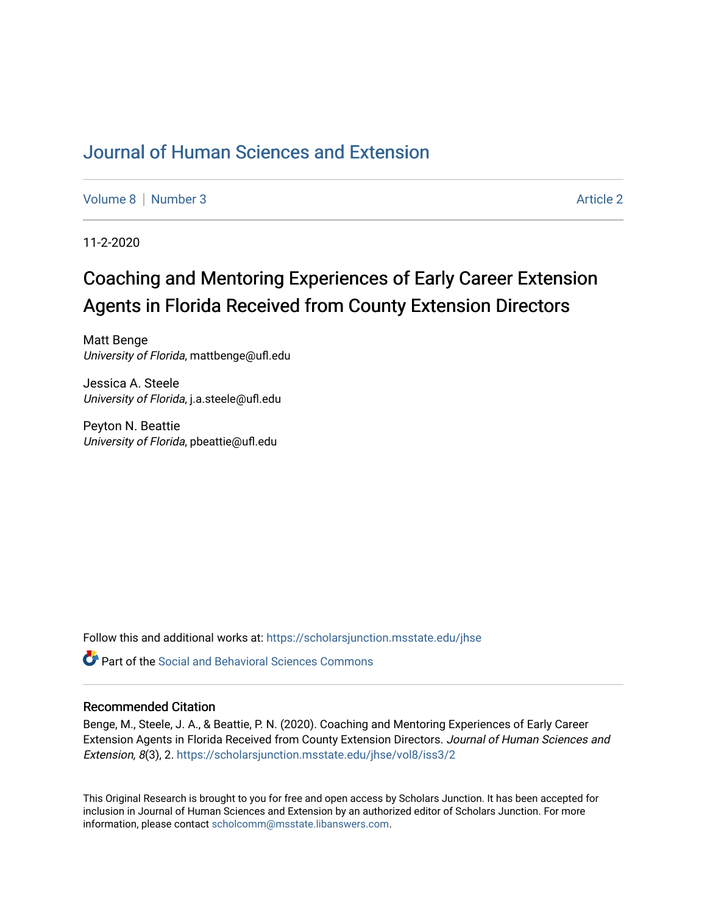Journal of Human Sciences and Extension

Volume 8 | Number 3 | Article 2

11-2-2020

# Coaching and Mentoring Experiences of Early Career Extension Agents in Florida Received from County Extension Directors

Matt Benge
*University of Florida*, mattbenge@ufl.edu

Jessica A. Steele
*University of Florida*, j.a.steele@ufl.edu

Peyton N. Beattie
*University of Florida*, pbeattie@ufl.edu

Follow this and additional works at: https://scholarsjunction.msstate.edu/jhse

Part of the Social and Behavioral Sciences Commons

## Recommended Citation

Benge, M., Steele, J. A., & Beattie, P. N. (2020). Coaching and Mentoring Experiences of Early Career Extension Agents in Florida Received from County Extension Directors. *Journal of Human Sciences and Extension, 8*(3), 2. https://scholarsjunction.msstate.edu/jhse/vol8/iss3/2

This Original Research is brought to you for free and open access by Scholars Junction. It has been accepted for inclusion in Journal of Human Sciences and Extension by an authorized editor of Scholars Junction. For more information, please contact scholcomm@msstate.libanswers.com.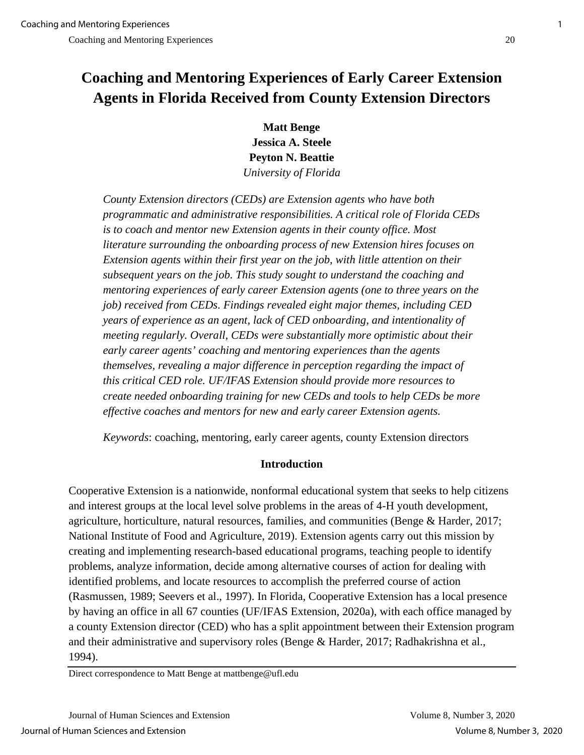# Coaching and Mentoring Experiences of Early Career Extension Agents in Florida Received from County Extension Directors

**Matt Benge**
**Jessica A. Steele**
**Peyton N. Beattie**
*University of Florida*

*County Extension directors (CEDs) are Extension agents who have both programmatic and administrative responsibilities. A critical role of Florida CEDs is to coach and mentor new Extension agents in their county office. Most literature surrounding the onboarding process of new Extension hires focuses on Extension agents within their first year on the job, with little attention on their subsequent years on the job. This study sought to understand the coaching and mentoring experiences of early career Extension agents (one to three years on the job) received from CEDs. Findings revealed eight major themes, including CED years of experience as an agent, lack of CED onboarding, and intentionality of meeting regularly. Overall, CEDs were substantially more optimistic about their early career agents' coaching and mentoring experiences than the agents themselves, revealing a major difference in perception regarding the impact of this critical CED role. UF/IFAS Extension should provide more resources to create needed onboarding training for new CEDs and tools to help CEDs be more effective coaches and mentors for new and early career Extension agents.*

*Keywords*: coaching, mentoring, early career agents, county Extension directors

## Introduction

Cooperative Extension is a nationwide, nonformal educational system that seeks to help citizens and interest groups at the local level solve problems in the areas of 4-H youth development, agriculture, horticulture, natural resources, families, and communities (Benge & Harder, 2017; National Institute of Food and Agriculture, 2019). Extension agents carry out this mission by creating and implementing research-based educational programs, teaching people to identify problems, analyze information, decide among alternative courses of action for dealing with identified problems, and locate resources to accomplish the preferred course of action (Rasmussen, 1989; Seevers et al., 1997). In Florida, Cooperative Extension has a local presence by having an office in all 67 counties (UF/IFAS Extension, 2020a), with each office managed by a county Extension director (CED) who has a split appointment between their Extension program and their administrative and supervisory roles (Benge & Harder, 2017; Radhakrishna et al., 1994).

Direct correspondence to Matt Benge at mattbenge@ufl.edu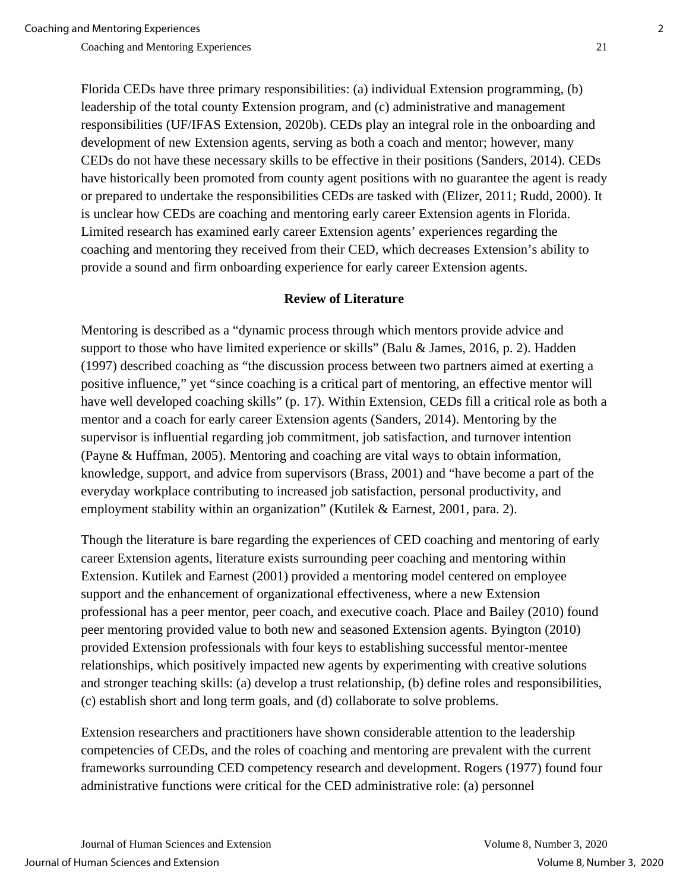Florida CEDs have three primary responsibilities: (a) individual Extension programming, (b) leadership of the total county Extension program, and (c) administrative and management responsibilities (UF/IFAS Extension, 2020b). CEDs play an integral role in the onboarding and development of new Extension agents, serving as both a coach and mentor; however, many CEDs do not have these necessary skills to be effective in their positions (Sanders, 2014). CEDs have historically been promoted from county agent positions with no guarantee the agent is ready or prepared to undertake the responsibilities CEDs are tasked with (Elizer, 2011; Rudd, 2000). It is unclear how CEDs are coaching and mentoring early career Extension agents in Florida. Limited research has examined early career Extension agents' experiences regarding the coaching and mentoring they received from their CED, which decreases Extension's ability to provide a sound and firm onboarding experience for early career Extension agents.

## Review of Literature

Mentoring is described as a "dynamic process through which mentors provide advice and support to those who have limited experience or skills" (Balu & James, 2016, p. 2). Hadden (1997) described coaching as "the discussion process between two partners aimed at exerting a positive influence," yet "since coaching is a critical part of mentoring, an effective mentor will have well developed coaching skills" (p. 17). Within Extension, CEDs fill a critical role as both a mentor and a coach for early career Extension agents (Sanders, 2014). Mentoring by the supervisor is influential regarding job commitment, job satisfaction, and turnover intention (Payne & Huffman, 2005). Mentoring and coaching are vital ways to obtain information, knowledge, support, and advice from supervisors (Brass, 2001) and "have become a part of the everyday workplace contributing to increased job satisfaction, personal productivity, and employment stability within an organization" (Kutilek & Earnest, 2001, para. 2).

Though the literature is bare regarding the experiences of CED coaching and mentoring of early career Extension agents, literature exists surrounding peer coaching and mentoring within Extension. Kutilek and Earnest (2001) provided a mentoring model centered on employee support and the enhancement of organizational effectiveness, where a new Extension professional has a peer mentor, peer coach, and executive coach. Place and Bailey (2010) found peer mentoring provided value to both new and seasoned Extension agents. Byington (2010) provided Extension professionals with four keys to establishing successful mentor-mentee relationships, which positively impacted new agents by experimenting with creative solutions and stronger teaching skills: (a) develop a trust relationship, (b) define roles and responsibilities, (c) establish short and long term goals, and (d) collaborate to solve problems.

Extension researchers and practitioners have shown considerable attention to the leadership competencies of CEDs, and the roles of coaching and mentoring are prevalent with the current frameworks surrounding CED competency research and development. Rogers (1977) found four administrative functions were critical for the CED administrative role: (a) personnel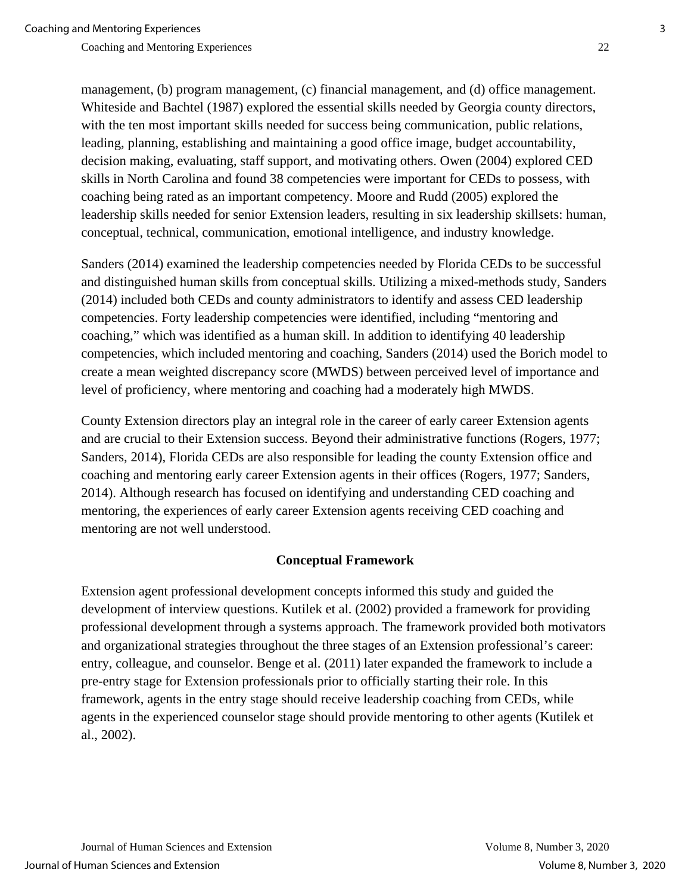management, (b) program management, (c) financial management, and (d) office management. Whiteside and Bachtel (1987) explored the essential skills needed by Georgia county directors, with the ten most important skills needed for success being communication, public relations, leading, planning, establishing and maintaining a good office image, budget accountability, decision making, evaluating, staff support, and motivating others. Owen (2004) explored CED skills in North Carolina and found 38 competencies were important for CEDs to possess, with coaching being rated as an important competency. Moore and Rudd (2005) explored the leadership skills needed for senior Extension leaders, resulting in six leadership skillsets: human, conceptual, technical, communication, emotional intelligence, and industry knowledge.

Sanders (2014) examined the leadership competencies needed by Florida CEDs to be successful and distinguished human skills from conceptual skills. Utilizing a mixed-methods study, Sanders (2014) included both CEDs and county administrators to identify and assess CED leadership competencies. Forty leadership competencies were identified, including "mentoring and coaching," which was identified as a human skill. In addition to identifying 40 leadership competencies, which included mentoring and coaching, Sanders (2014) used the Borich model to create a mean weighted discrepancy score (MWDS) between perceived level of importance and level of proficiency, where mentoring and coaching had a moderately high MWDS.

County Extension directors play an integral role in the career of early career Extension agents and are crucial to their Extension success. Beyond their administrative functions (Rogers, 1977; Sanders, 2014), Florida CEDs are also responsible for leading the county Extension office and coaching and mentoring early career Extension agents in their offices (Rogers, 1977; Sanders, 2014). Although research has focused on identifying and understanding CED coaching and mentoring, the experiences of early career Extension agents receiving CED coaching and mentoring are not well understood.

## Conceptual Framework

Extension agent professional development concepts informed this study and guided the development of interview questions. Kutilek et al. (2002) provided a framework for providing professional development through a systems approach. The framework provided both motivators and organizational strategies throughout the three stages of an Extension professional's career: entry, colleague, and counselor. Benge et al. (2011) later expanded the framework to include a pre-entry stage for Extension professionals prior to officially starting their role. In this framework, agents in the entry stage should receive leadership coaching from CEDs, while agents in the experienced counselor stage should provide mentoring to other agents (Kutilek et al., 2002).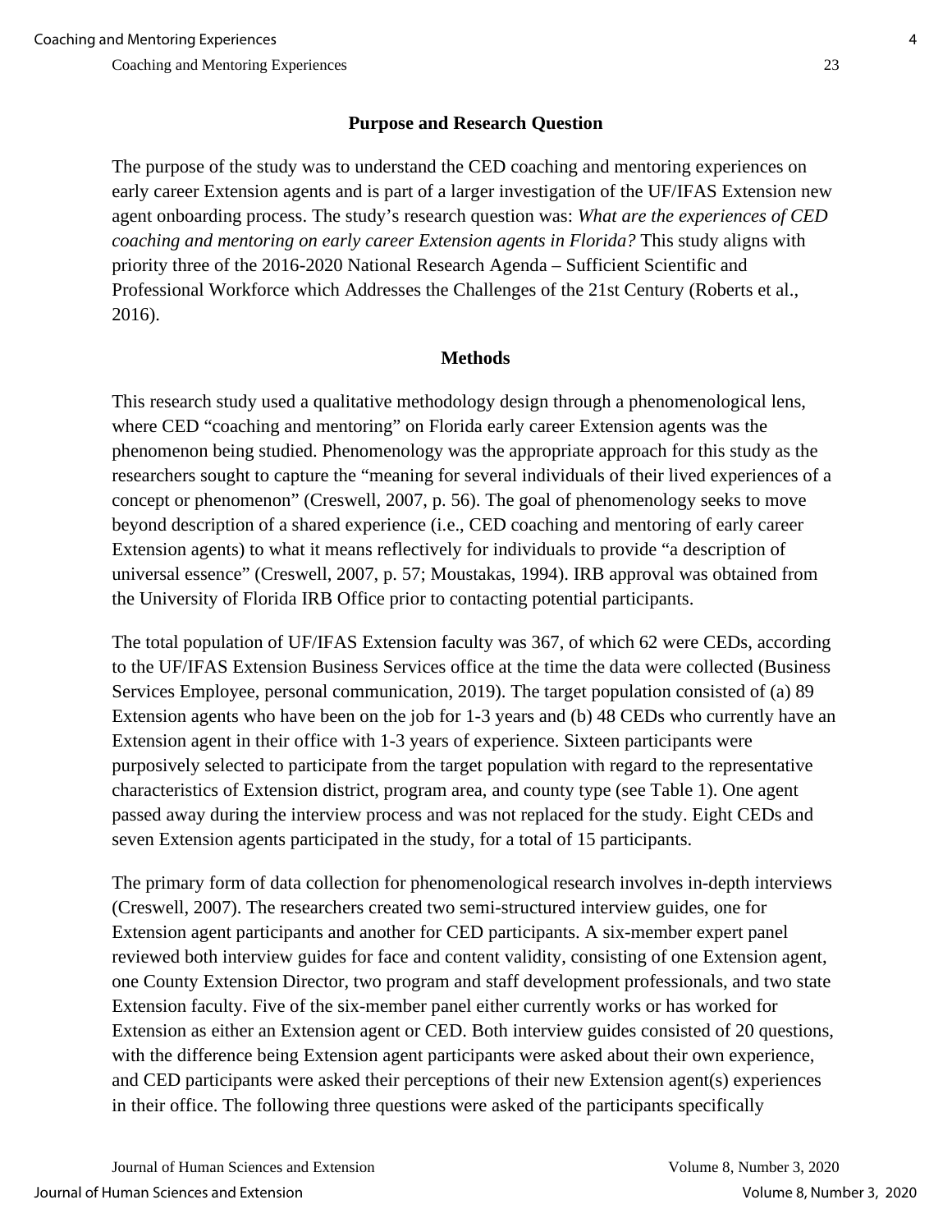## Purpose and Research Question

The purpose of the study was to understand the CED coaching and mentoring experiences on early career Extension agents and is part of a larger investigation of the UF/IFAS Extension new agent onboarding process. The study's research question was: *What are the experiences of CED coaching and mentoring on early career Extension agents in Florida?* This study aligns with priority three of the 2016-2020 National Research Agenda – Sufficient Scientific and Professional Workforce which Addresses the Challenges of the 21st Century (Roberts et al., 2016).

## Methods

This research study used a qualitative methodology design through a phenomenological lens, where CED "coaching and mentoring" on Florida early career Extension agents was the phenomenon being studied. Phenomenology was the appropriate approach for this study as the researchers sought to capture the "meaning for several individuals of their lived experiences of a concept or phenomenon" (Creswell, 2007, p. 56). The goal of phenomenology seeks to move beyond description of a shared experience (i.e., CED coaching and mentoring of early career Extension agents) to what it means reflectively for individuals to provide "a description of universal essence" (Creswell, 2007, p. 57; Moustakas, 1994). IRB approval was obtained from the University of Florida IRB Office prior to contacting potential participants.

The total population of UF/IFAS Extension faculty was 367, of which 62 were CEDs, according to the UF/IFAS Extension Business Services office at the time the data were collected (Business Services Employee, personal communication, 2019). The target population consisted of (a) 89 Extension agents who have been on the job for 1-3 years and (b) 48 CEDs who currently have an Extension agent in their office with 1-3 years of experience. Sixteen participants were purposively selected to participate from the target population with regard to the representative characteristics of Extension district, program area, and county type (see Table 1). One agent passed away during the interview process and was not replaced for the study. Eight CEDs and seven Extension agents participated in the study, for a total of 15 participants.

The primary form of data collection for phenomenological research involves in-depth interviews (Creswell, 2007). The researchers created two semi-structured interview guides, one for Extension agent participants and another for CED participants. A six-member expert panel reviewed both interview guides for face and content validity, consisting of one Extension agent, one County Extension Director, two program and staff development professionals, and two state Extension faculty. Five of the six-member panel either currently works or has worked for Extension as either an Extension agent or CED. Both interview guides consisted of 20 questions, with the difference being Extension agent participants were asked about their own experience, and CED participants were asked their perceptions of their new Extension agent(s) experiences in their office. The following three questions were asked of the participants specifically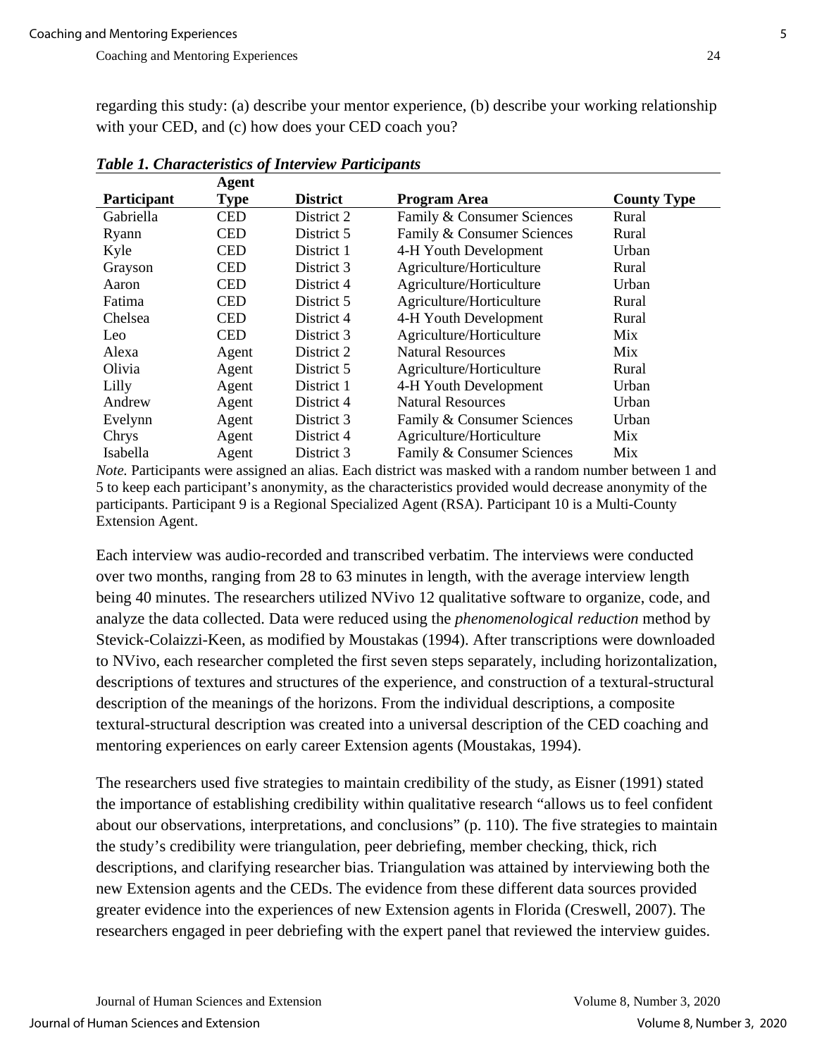regarding this study: (a) describe your mentor experience, (b) describe your working relationship with your CED, and (c) how does your CED coach you?

***Table 1. Characteristics of Interview Participants***

| Participant | Agent Type | District | Program Area | County Type |
|---|---|---|---|---|
| Gabriella | CED | District 2 | Family & Consumer Sciences | Rural |
| Ryann | CED | District 5 | Family & Consumer Sciences | Rural |
| Kyle | CED | District 1 | 4-H Youth Development | Urban |
| Grayson | CED | District 3 | Agriculture/Horticulture | Rural |
| Aaron | CED | District 4 | Agriculture/Horticulture | Urban |
| Fatima | CED | District 5 | Agriculture/Horticulture | Rural |
| Chelsea | CED | District 4 | 4-H Youth Development | Rural |
| Leo | CED | District 3 | Agriculture/Horticulture | Mix |
| Alexa | Agent | District 2 | Natural Resources | Mix |
| Olivia | Agent | District 5 | Agriculture/Horticulture | Rural |
| Lilly | Agent | District 1 | 4-H Youth Development | Urban |
| Andrew | Agent | District 4 | Natural Resources | Urban |
| Evelynn | Agent | District 3 | Family & Consumer Sciences | Urban |
| Chrys | Agent | District 4 | Agriculture/Horticulture | Mix |
| Isabella | Agent | District 3 | Family & Consumer Sciences | Mix |

*Note.* Participants were assigned an alias. Each district was masked with a random number between 1 and 5 to keep each participant's anonymity, as the characteristics provided would decrease anonymity of the participants. Participant 9 is a Regional Specialized Agent (RSA). Participant 10 is a Multi-County Extension Agent.

Each interview was audio-recorded and transcribed verbatim. The interviews were conducted over two months, ranging from 28 to 63 minutes in length, with the average interview length being 40 minutes. The researchers utilized NVivo 12 qualitative software to organize, code, and analyze the data collected. Data were reduced using the *phenomenological reduction* method by Stevick-Colaizzi-Keen, as modified by Moustakas (1994). After transcriptions were downloaded to NVivo, each researcher completed the first seven steps separately, including horizontalization, descriptions of textures and structures of the experience, and construction of a textural-structural description of the meanings of the horizons. From the individual descriptions, a composite textural-structural description was created into a universal description of the CED coaching and mentoring experiences on early career Extension agents (Moustakas, 1994).

The researchers used five strategies to maintain credibility of the study, as Eisner (1991) stated the importance of establishing credibility within qualitative research "allows us to feel confident about our observations, interpretations, and conclusions" (p. 110). The five strategies to maintain the study's credibility were triangulation, peer debriefing, member checking, thick, rich descriptions, and clarifying researcher bias. Triangulation was attained by interviewing both the new Extension agents and the CEDs. The evidence from these different data sources provided greater evidence into the experiences of new Extension agents in Florida (Creswell, 2007). The researchers engaged in peer debriefing with the expert panel that reviewed the interview guides.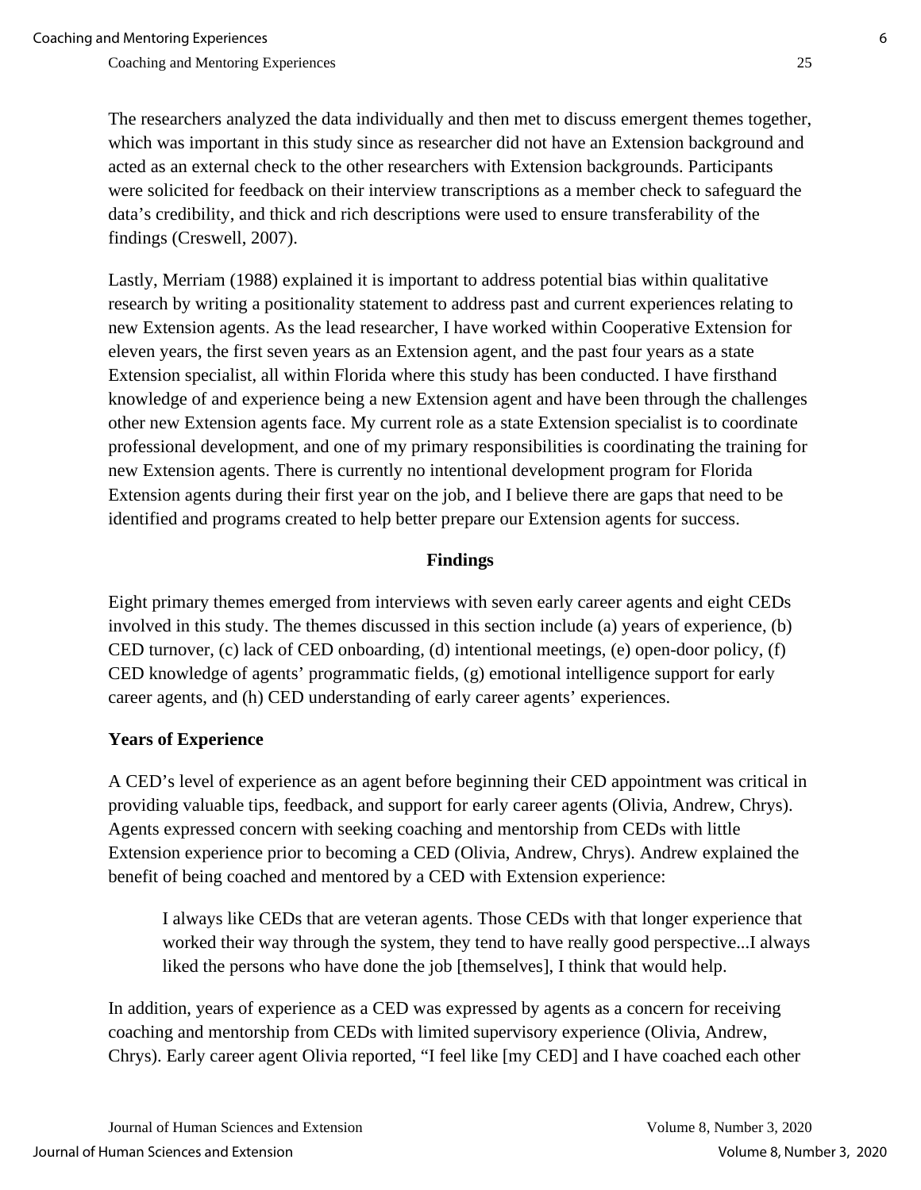The researchers analyzed the data individually and then met to discuss emergent themes together, which was important in this study since as researcher did not have an Extension background and acted as an external check to the other researchers with Extension backgrounds. Participants were solicited for feedback on their interview transcriptions as a member check to safeguard the data's credibility, and thick and rich descriptions were used to ensure transferability of the findings (Creswell, 2007).

Lastly, Merriam (1988) explained it is important to address potential bias within qualitative research by writing a positionality statement to address past and current experiences relating to new Extension agents. As the lead researcher, I have worked within Cooperative Extension for eleven years, the first seven years as an Extension agent, and the past four years as a state Extension specialist, all within Florida where this study has been conducted. I have firsthand knowledge of and experience being a new Extension agent and have been through the challenges other new Extension agents face. My current role as a state Extension specialist is to coordinate professional development, and one of my primary responsibilities is coordinating the training for new Extension agents. There is currently no intentional development program for Florida Extension agents during their first year on the job, and I believe there are gaps that need to be identified and programs created to help better prepare our Extension agents for success.

## Findings

Eight primary themes emerged from interviews with seven early career agents and eight CEDs involved in this study. The themes discussed in this section include (a) years of experience, (b) CED turnover, (c) lack of CED onboarding, (d) intentional meetings, (e) open-door policy, (f) CED knowledge of agents' programmatic fields, (g) emotional intelligence support for early career agents, and (h) CED understanding of early career agents' experiences.

### Years of Experience

A CED's level of experience as an agent before beginning their CED appointment was critical in providing valuable tips, feedback, and support for early career agents (Olivia, Andrew, Chrys). Agents expressed concern with seeking coaching and mentorship from CEDs with little Extension experience prior to becoming a CED (Olivia, Andrew, Chrys). Andrew explained the benefit of being coached and mentored by a CED with Extension experience:

> I always like CEDs that are veteran agents. Those CEDs with that longer experience that worked their way through the system, they tend to have really good perspective...I always liked the persons who have done the job [themselves], I think that would help.

In addition, years of experience as a CED was expressed by agents as a concern for receiving coaching and mentorship from CEDs with limited supervisory experience (Olivia, Andrew, Chrys). Early career agent Olivia reported, "I feel like [my CED] and I have coached each other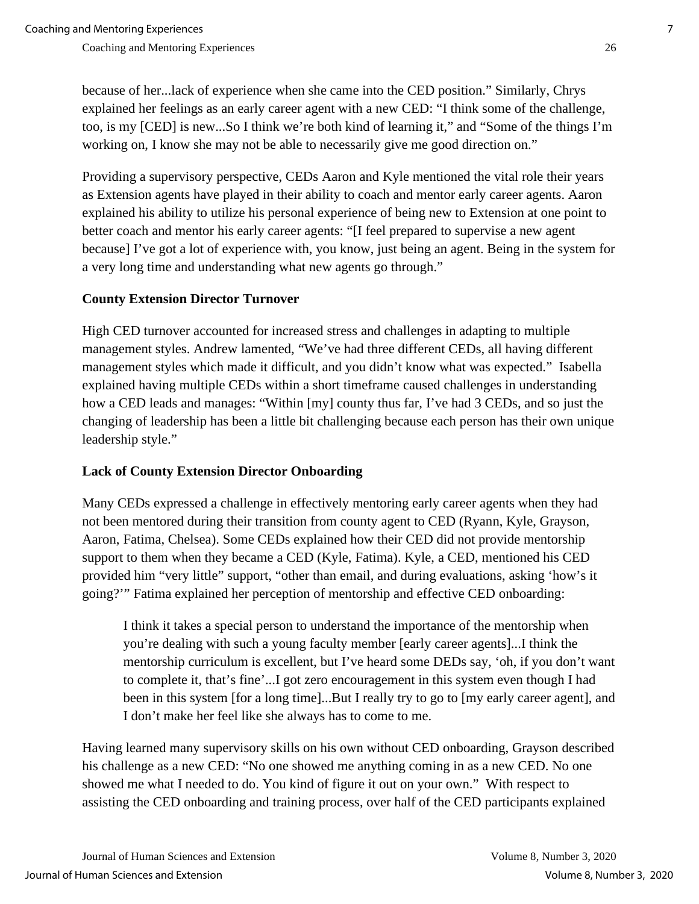because of her...lack of experience when she came into the CED position." Similarly, Chrys explained her feelings as an early career agent with a new CED: "I think some of the challenge, too, is my [CED] is new...So I think we're both kind of learning it," and "Some of the things I'm working on, I know she may not be able to necessarily give me good direction on."

Providing a supervisory perspective, CEDs Aaron and Kyle mentioned the vital role their years as Extension agents have played in their ability to coach and mentor early career agents. Aaron explained his ability to utilize his personal experience of being new to Extension at one point to better coach and mentor his early career agents: "[I feel prepared to supervise a new agent because] I've got a lot of experience with, you know, just being an agent. Being in the system for a very long time and understanding what new agents go through."

**County Extension Director Turnover**

High CED turnover accounted for increased stress and challenges in adapting to multiple management styles. Andrew lamented, "We've had three different CEDs, all having different management styles which made it difficult, and you didn't know what was expected." Isabella explained having multiple CEDs within a short timeframe caused challenges in understanding how a CED leads and manages: "Within [my] county thus far, I've had 3 CEDs, and so just the changing of leadership has been a little bit challenging because each person has their own unique leadership style."

**Lack of County Extension Director Onboarding**

Many CEDs expressed a challenge in effectively mentoring early career agents when they had not been mentored during their transition from county agent to CED (Ryann, Kyle, Grayson, Aaron, Fatima, Chelsea). Some CEDs explained how their CED did not provide mentorship support to them when they became a CED (Kyle, Fatima). Kyle, a CED, mentioned his CED provided him "very little" support, "other than email, and during evaluations, asking 'how's it going?'" Fatima explained her perception of mentorship and effective CED onboarding:

> I think it takes a special person to understand the importance of the mentorship when you're dealing with such a young faculty member [early career agents]...I think the mentorship curriculum is excellent, but I've heard some DEDs say, 'oh, if you don't want to complete it, that's fine'...I got zero encouragement in this system even though I had been in this system [for a long time]...But I really try to go to [my early career agent], and I don't make her feel like she always has to come to me.

Having learned many supervisory skills on his own without CED onboarding, Grayson described his challenge as a new CED: "No one showed me anything coming in as a new CED. No one showed me what I needed to do. You kind of figure it out on your own." With respect to assisting the CED onboarding and training process, over half of the CED participants explained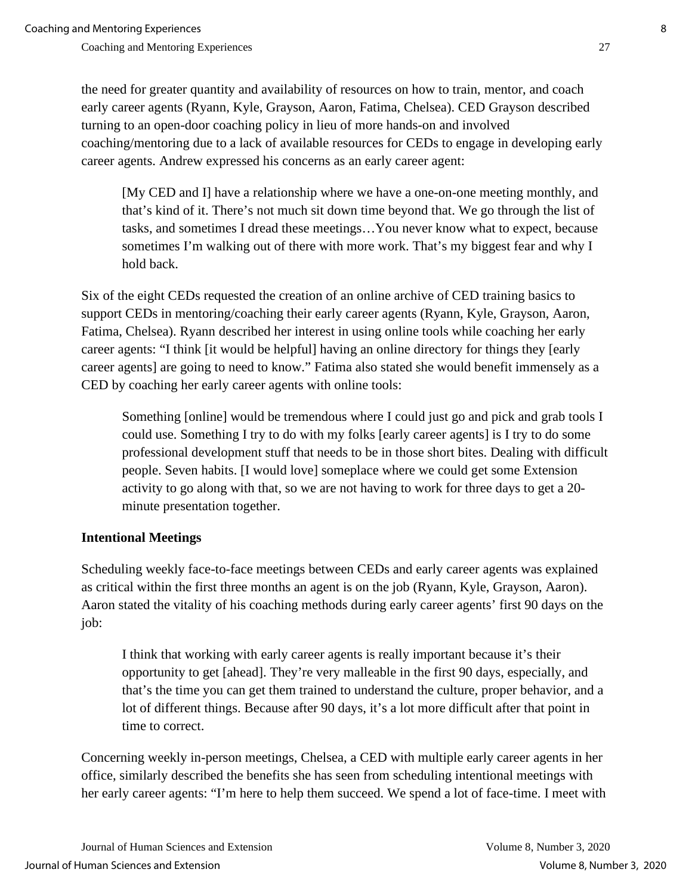the need for greater quantity and availability of resources on how to train, mentor, and coach early career agents (Ryann, Kyle, Grayson, Aaron, Fatima, Chelsea). CED Grayson described turning to an open-door coaching policy in lieu of more hands-on and involved coaching/mentoring due to a lack of available resources for CEDs to engage in developing early career agents. Andrew expressed his concerns as an early career agent:

> [My CED and I] have a relationship where we have a one-on-one meeting monthly, and that's kind of it. There's not much sit down time beyond that. We go through the list of tasks, and sometimes I dread these meetings…You never know what to expect, because sometimes I'm walking out of there with more work. That's my biggest fear and why I hold back.

Six of the eight CEDs requested the creation of an online archive of CED training basics to support CEDs in mentoring/coaching their early career agents (Ryann, Kyle, Grayson, Aaron, Fatima, Chelsea). Ryann described her interest in using online tools while coaching her early career agents: "I think [it would be helpful] having an online directory for things they [early career agents] are going to need to know." Fatima also stated she would benefit immensely as a CED by coaching her early career agents with online tools:

> Something [online] would be tremendous where I could just go and pick and grab tools I could use. Something I try to do with my folks [early career agents] is I try to do some professional development stuff that needs to be in those short bites. Dealing with difficult people. Seven habits. [I would love] someplace where we could get some Extension activity to go along with that, so we are not having to work for three days to get a 20-minute presentation together.

### Intentional Meetings

Scheduling weekly face-to-face meetings between CEDs and early career agents was explained as critical within the first three months an agent is on the job (Ryann, Kyle, Grayson, Aaron). Aaron stated the vitality of his coaching methods during early career agents' first 90 days on the job:

> I think that working with early career agents is really important because it's their opportunity to get [ahead]. They're very malleable in the first 90 days, especially, and that's the time you can get them trained to understand the culture, proper behavior, and a lot of different things. Because after 90 days, it's a lot more difficult after that point in time to correct.

Concerning weekly in-person meetings, Chelsea, a CED with multiple early career agents in her office, similarly described the benefits she has seen from scheduling intentional meetings with her early career agents: "I'm here to help them succeed. We spend a lot of face-time. I meet with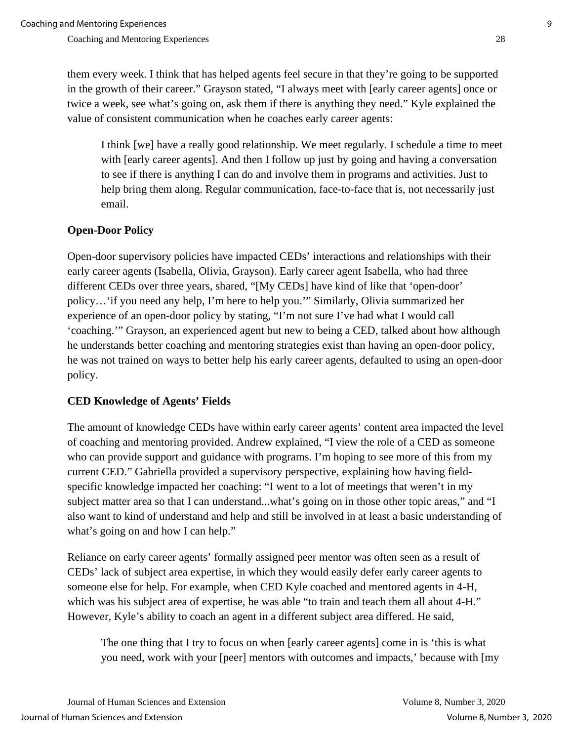them every week. I think that has helped agents feel secure in that they're going to be supported in the growth of their career." Grayson stated, "I always meet with [early career agents] once or twice a week, see what's going on, ask them if there is anything they need." Kyle explained the value of consistent communication when he coaches early career agents:

> I think [we] have a really good relationship. We meet regularly. I schedule a time to meet with [early career agents]. And then I follow up just by going and having a conversation to see if there is anything I can do and involve them in programs and activities. Just to help bring them along. Regular communication, face-to-face that is, not necessarily just email.

## Open-Door Policy

Open-door supervisory policies have impacted CEDs' interactions and relationships with their early career agents (Isabella, Olivia, Grayson). Early career agent Isabella, who had three different CEDs over three years, shared, "[My CEDs] have kind of like that 'open-door' policy…'if you need any help, I'm here to help you.'" Similarly, Olivia summarized her experience of an open-door policy by stating, "I'm not sure I've had what I would call 'coaching.'" Grayson, an experienced agent but new to being a CED, talked about how although he understands better coaching and mentoring strategies exist than having an open-door policy, he was not trained on ways to better help his early career agents, defaulted to using an open-door policy.

## CED Knowledge of Agents' Fields

The amount of knowledge CEDs have within early career agents' content area impacted the level of coaching and mentoring provided. Andrew explained, "I view the role of a CED as someone who can provide support and guidance with programs. I'm hoping to see more of this from my current CED." Gabriella provided a supervisory perspective, explaining how having field-specific knowledge impacted her coaching: "I went to a lot of meetings that weren't in my subject matter area so that I can understand...what's going on in those other topic areas," and "I also want to kind of understand and help and still be involved in at least a basic understanding of what's going on and how I can help."

Reliance on early career agents' formally assigned peer mentor was often seen as a result of CEDs' lack of subject area expertise, in which they would easily defer early career agents to someone else for help. For example, when CED Kyle coached and mentored agents in 4-H, which was his subject area of expertise, he was able "to train and teach them all about 4-H." However, Kyle's ability to coach an agent in a different subject area differed. He said,

> The one thing that I try to focus on when [early career agents] come in is 'this is what you need, work with your [peer] mentors with outcomes and impacts,' because with [my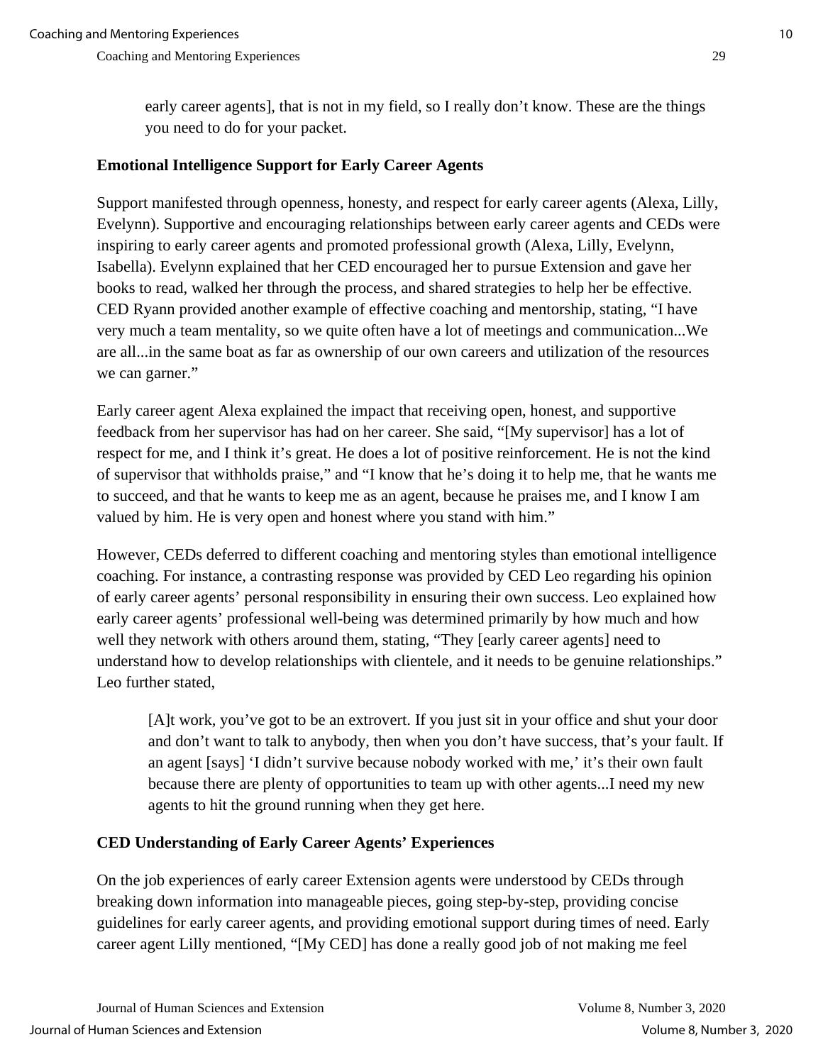early career agents], that is not in my field, so I really don't know. These are the things you need to do for your packet.

**Emotional Intelligence Support for Early Career Agents**

Support manifested through openness, honesty, and respect for early career agents (Alexa, Lilly, Evelynn). Supportive and encouraging relationships between early career agents and CEDs were inspiring to early career agents and promoted professional growth (Alexa, Lilly, Evelynn, Isabella). Evelynn explained that her CED encouraged her to pursue Extension and gave her books to read, walked her through the process, and shared strategies to help her be effective. CED Ryann provided another example of effective coaching and mentorship, stating, "I have very much a team mentality, so we quite often have a lot of meetings and communication...We are all...in the same boat as far as ownership of our own careers and utilization of the resources we can garner."

Early career agent Alexa explained the impact that receiving open, honest, and supportive feedback from her supervisor has had on her career. She said, "[My supervisor] has a lot of respect for me, and I think it's great. He does a lot of positive reinforcement. He is not the kind of supervisor that withholds praise," and "I know that he's doing it to help me, that he wants me to succeed, and that he wants to keep me as an agent, because he praises me, and I know I am valued by him. He is very open and honest where you stand with him."

However, CEDs deferred to different coaching and mentoring styles than emotional intelligence coaching. For instance, a contrasting response was provided by CED Leo regarding his opinion of early career agents' personal responsibility in ensuring their own success. Leo explained how early career agents' professional well-being was determined primarily by how much and how well they network with others around them, stating, "They [early career agents] need to understand how to develop relationships with clientele, and it needs to be genuine relationships." Leo further stated,

> [A]t work, you've got to be an extrovert. If you just sit in your office and shut your door and don't want to talk to anybody, then when you don't have success, that's your fault. If an agent [says] 'I didn't survive because nobody worked with me,' it's their own fault because there are plenty of opportunities to team up with other agents...I need my new agents to hit the ground running when they get here.

**CED Understanding of Early Career Agents' Experiences**

On the job experiences of early career Extension agents were understood by CEDs through breaking down information into manageable pieces, going step-by-step, providing concise guidelines for early career agents, and providing emotional support during times of need. Early career agent Lilly mentioned, "[My CED] has done a really good job of not making me feel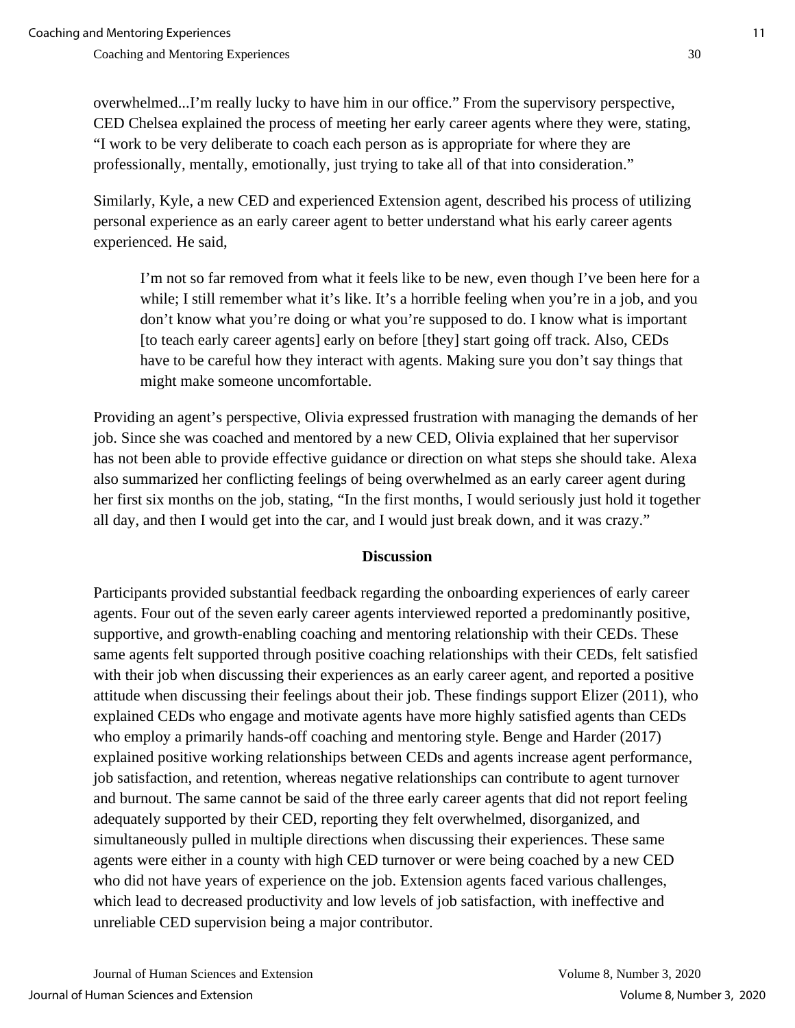overwhelmed...I'm really lucky to have him in our office." From the supervisory perspective, CED Chelsea explained the process of meeting her early career agents where they were, stating, "I work to be very deliberate to coach each person as is appropriate for where they are professionally, mentally, emotionally, just trying to take all of that into consideration."

Similarly, Kyle, a new CED and experienced Extension agent, described his process of utilizing personal experience as an early career agent to better understand what his early career agents experienced. He said,

> I'm not so far removed from what it feels like to be new, even though I've been here for a while; I still remember what it's like. It's a horrible feeling when you're in a job, and you don't know what you're doing or what you're supposed to do. I know what is important [to teach early career agents] early on before [they] start going off track. Also, CEDs have to be careful how they interact with agents. Making sure you don't say things that might make someone uncomfortable.

Providing an agent's perspective, Olivia expressed frustration with managing the demands of her job. Since she was coached and mentored by a new CED, Olivia explained that her supervisor has not been able to provide effective guidance or direction on what steps she should take. Alexa also summarized her conflicting feelings of being overwhelmed as an early career agent during her first six months on the job, stating, "In the first months, I would seriously just hold it together all day, and then I would get into the car, and I would just break down, and it was crazy."

## Discussion

Participants provided substantial feedback regarding the onboarding experiences of early career agents. Four out of the seven early career agents interviewed reported a predominantly positive, supportive, and growth-enabling coaching and mentoring relationship with their CEDs. These same agents felt supported through positive coaching relationships with their CEDs, felt satisfied with their job when discussing their experiences as an early career agent, and reported a positive attitude when discussing their feelings about their job. These findings support Elizer (2011), who explained CEDs who engage and motivate agents have more highly satisfied agents than CEDs who employ a primarily hands-off coaching and mentoring style. Benge and Harder (2017) explained positive working relationships between CEDs and agents increase agent performance, job satisfaction, and retention, whereas negative relationships can contribute to agent turnover and burnout. The same cannot be said of the three early career agents that did not report feeling adequately supported by their CED, reporting they felt overwhelmed, disorganized, and simultaneously pulled in multiple directions when discussing their experiences. These same agents were either in a county with high CED turnover or were being coached by a new CED who did not have years of experience on the job. Extension agents faced various challenges, which lead to decreased productivity and low levels of job satisfaction, with ineffective and unreliable CED supervision being a major contributor.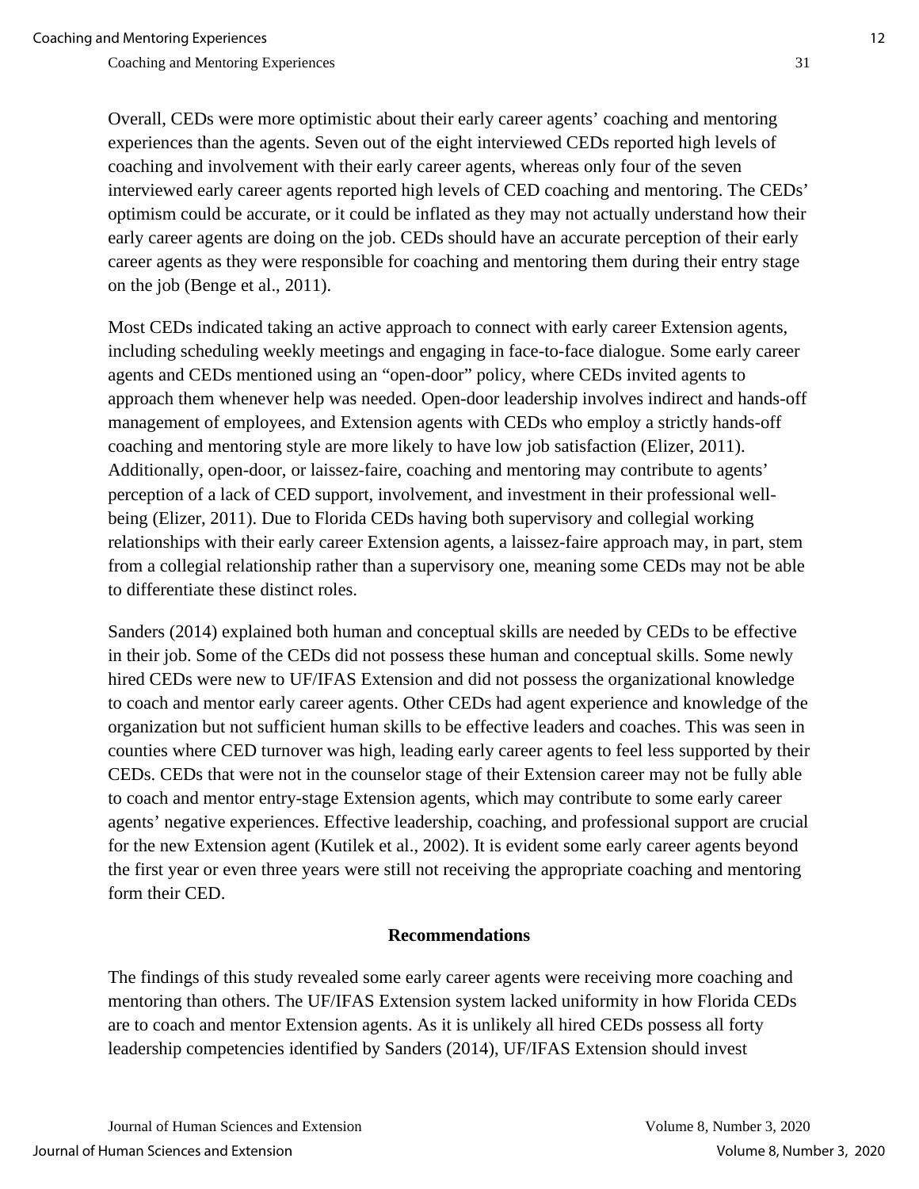Overall, CEDs were more optimistic about their early career agents' coaching and mentoring experiences than the agents. Seven out of the eight interviewed CEDs reported high levels of coaching and involvement with their early career agents, whereas only four of the seven interviewed early career agents reported high levels of CED coaching and mentoring. The CEDs' optimism could be accurate, or it could be inflated as they may not actually understand how their early career agents are doing on the job. CEDs should have an accurate perception of their early career agents as they were responsible for coaching and mentoring them during their entry stage on the job (Benge et al., 2011).

Most CEDs indicated taking an active approach to connect with early career Extension agents, including scheduling weekly meetings and engaging in face-to-face dialogue. Some early career agents and CEDs mentioned using an "open-door" policy, where CEDs invited agents to approach them whenever help was needed. Open-door leadership involves indirect and hands-off management of employees, and Extension agents with CEDs who employ a strictly hands-off coaching and mentoring style are more likely to have low job satisfaction (Elizer, 2011). Additionally, open-door, or laissez-faire, coaching and mentoring may contribute to agents' perception of a lack of CED support, involvement, and investment in their professional well-being (Elizer, 2011). Due to Florida CEDs having both supervisory and collegial working relationships with their early career Extension agents, a laissez-faire approach may, in part, stem from a collegial relationship rather than a supervisory one, meaning some CEDs may not be able to differentiate these distinct roles.

Sanders (2014) explained both human and conceptual skills are needed by CEDs to be effective in their job. Some of the CEDs did not possess these human and conceptual skills. Some newly hired CEDs were new to UF/IFAS Extension and did not possess the organizational knowledge to coach and mentor early career agents. Other CEDs had agent experience and knowledge of the organization but not sufficient human skills to be effective leaders and coaches. This was seen in counties where CED turnover was high, leading early career agents to feel less supported by their CEDs. CEDs that were not in the counselor stage of their Extension career may not be fully able to coach and mentor entry-stage Extension agents, which may contribute to some early career agents' negative experiences. Effective leadership, coaching, and professional support are crucial for the new Extension agent (Kutilek et al., 2002). It is evident some early career agents beyond the first year or even three years were still not receiving the appropriate coaching and mentoring form their CED.

## Recommendations

The findings of this study revealed some early career agents were receiving more coaching and mentoring than others. The UF/IFAS Extension system lacked uniformity in how Florida CEDs are to coach and mentor Extension agents. As it is unlikely all hired CEDs possess all forty leadership competencies identified by Sanders (2014), UF/IFAS Extension should invest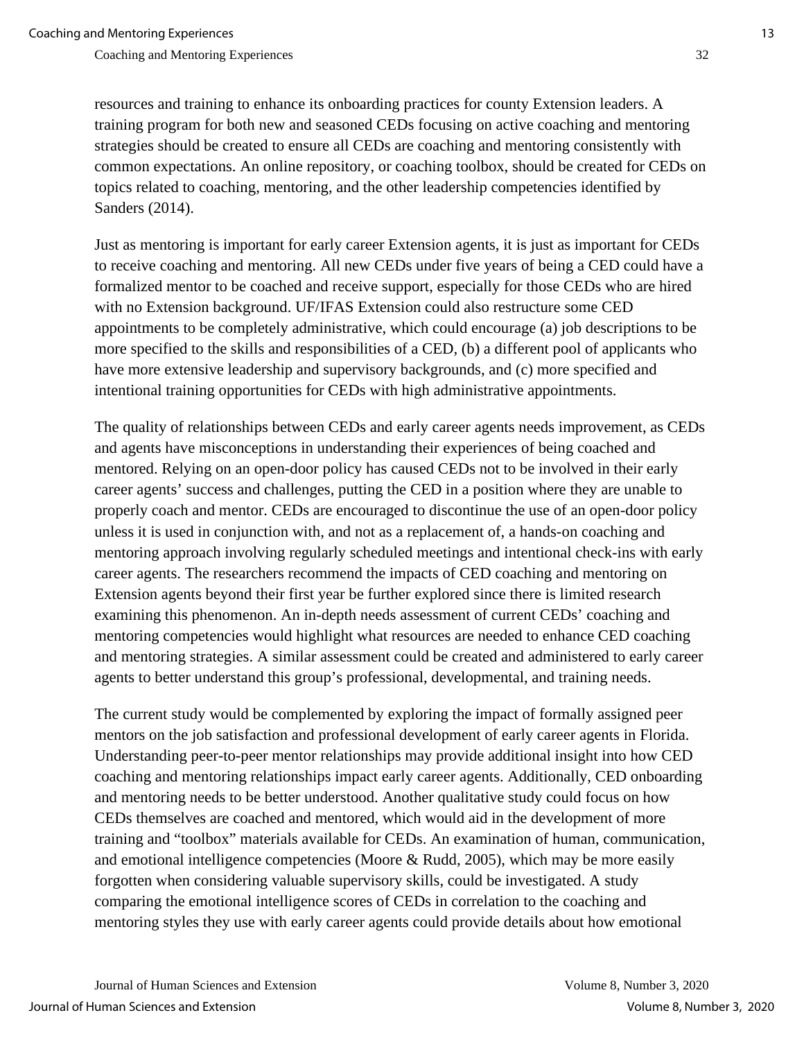resources and training to enhance its onboarding practices for county Extension leaders. A training program for both new and seasoned CEDs focusing on active coaching and mentoring strategies should be created to ensure all CEDs are coaching and mentoring consistently with common expectations. An online repository, or coaching toolbox, should be created for CEDs on topics related to coaching, mentoring, and the other leadership competencies identified by Sanders (2014).

Just as mentoring is important for early career Extension agents, it is just as important for CEDs to receive coaching and mentoring. All new CEDs under five years of being a CED could have a formalized mentor to be coached and receive support, especially for those CEDs who are hired with no Extension background. UF/IFAS Extension could also restructure some CED appointments to be completely administrative, which could encourage (a) job descriptions to be more specified to the skills and responsibilities of a CED, (b) a different pool of applicants who have more extensive leadership and supervisory backgrounds, and (c) more specified and intentional training opportunities for CEDs with high administrative appointments.

The quality of relationships between CEDs and early career agents needs improvement, as CEDs and agents have misconceptions in understanding their experiences of being coached and mentored. Relying on an open-door policy has caused CEDs not to be involved in their early career agents' success and challenges, putting the CED in a position where they are unable to properly coach and mentor. CEDs are encouraged to discontinue the use of an open-door policy unless it is used in conjunction with, and not as a replacement of, a hands-on coaching and mentoring approach involving regularly scheduled meetings and intentional check-ins with early career agents. The researchers recommend the impacts of CED coaching and mentoring on Extension agents beyond their first year be further explored since there is limited research examining this phenomenon. An in-depth needs assessment of current CEDs' coaching and mentoring competencies would highlight what resources are needed to enhance CED coaching and mentoring strategies. A similar assessment could be created and administered to early career agents to better understand this group's professional, developmental, and training needs.

The current study would be complemented by exploring the impact of formally assigned peer mentors on the job satisfaction and professional development of early career agents in Florida. Understanding peer-to-peer mentor relationships may provide additional insight into how CED coaching and mentoring relationships impact early career agents. Additionally, CED onboarding and mentoring needs to be better understood. Another qualitative study could focus on how CEDs themselves are coached and mentored, which would aid in the development of more training and "toolbox" materials available for CEDs. An examination of human, communication, and emotional intelligence competencies (Moore & Rudd, 2005), which may be more easily forgotten when considering valuable supervisory skills, could be investigated. A study comparing the emotional intelligence scores of CEDs in correlation to the coaching and mentoring styles they use with early career agents could provide details about how emotional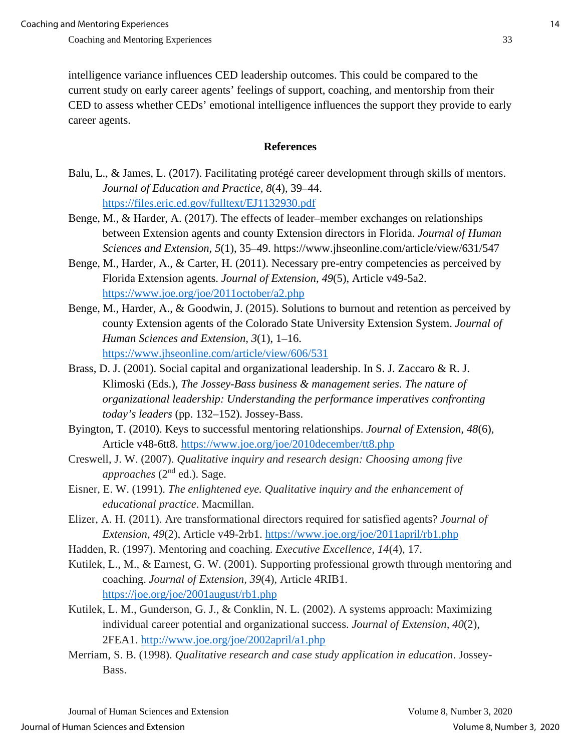intelligence variance influences CED leadership outcomes. This could be compared to the current study on early career agents' feelings of support, coaching, and mentorship from their CED to assess whether CEDs' emotional intelligence influences the support they provide to early career agents.

## References

Balu, L., & James, L. (2017). Facilitating protégé career development through skills of mentors. *Journal of Education and Practice*, *8*(4), 39–44. https://files.eric.ed.gov/fulltext/EJ1132930.pdf

Benge, M., & Harder, A. (2017). The effects of leader–member exchanges on relationships between Extension agents and county Extension directors in Florida. *Journal of Human Sciences and Extension*, *5*(1), 35–49. https://www.jhseonline.com/article/view/631/547

Benge, M., Harder, A., & Carter, H. (2011). Necessary pre-entry competencies as perceived by Florida Extension agents. *Journal of Extension*, *49*(5), Article v49-5a2. https://www.joe.org/joe/2011october/a2.php

Benge, M., Harder, A., & Goodwin, J. (2015). Solutions to burnout and retention as perceived by county Extension agents of the Colorado State University Extension System. *Journal of Human Sciences and Extension*, *3*(1), 1–16. https://www.jhseonline.com/article/view/606/531

Brass, D. J. (2001). Social capital and organizational leadership. In S. J. Zaccaro & R. J. Klimoski (Eds.), *The Jossey-Bass business & management series. The nature of organizational leadership: Understanding the performance imperatives confronting today's leaders* (pp. 132–152). Jossey-Bass.

Byington, T. (2010). Keys to successful mentoring relationships. *Journal of Extension*, *48*(6), Article v48-6tt8. https://www.joe.org/joe/2010december/tt8.php

Creswell, J. W. (2007). *Qualitative inquiry and research design: Choosing among five approaches* (2nd ed.). Sage.

Eisner, E. W. (1991). *The enlightened eye. Qualitative inquiry and the enhancement of educational practice*. Macmillan.

Elizer, A. H. (2011). Are transformational directors required for satisfied agents? *Journal of Extension*, *49*(2), Article v49-2rb1. https://www.joe.org/joe/2011april/rb1.php

Hadden, R. (1997). Mentoring and coaching. *Executive Excellence*, *14*(4), 17.

Kutilek, L., M., & Earnest, G. W. (2001). Supporting professional growth through mentoring and coaching. *Journal of Extension*, *39*(4), Article 4RIB1. https://joe.org/joe/2001august/rb1.php

Kutilek, L. M., Gunderson, G. J., & Conklin, N. L. (2002). A systems approach: Maximizing individual career potential and organizational success. *Journal of Extension*, *40*(2), 2FEA1. http://www.joe.org/joe/2002april/a1.php

Merriam, S. B. (1998). *Qualitative research and case study application in education*. Jossey-Bass.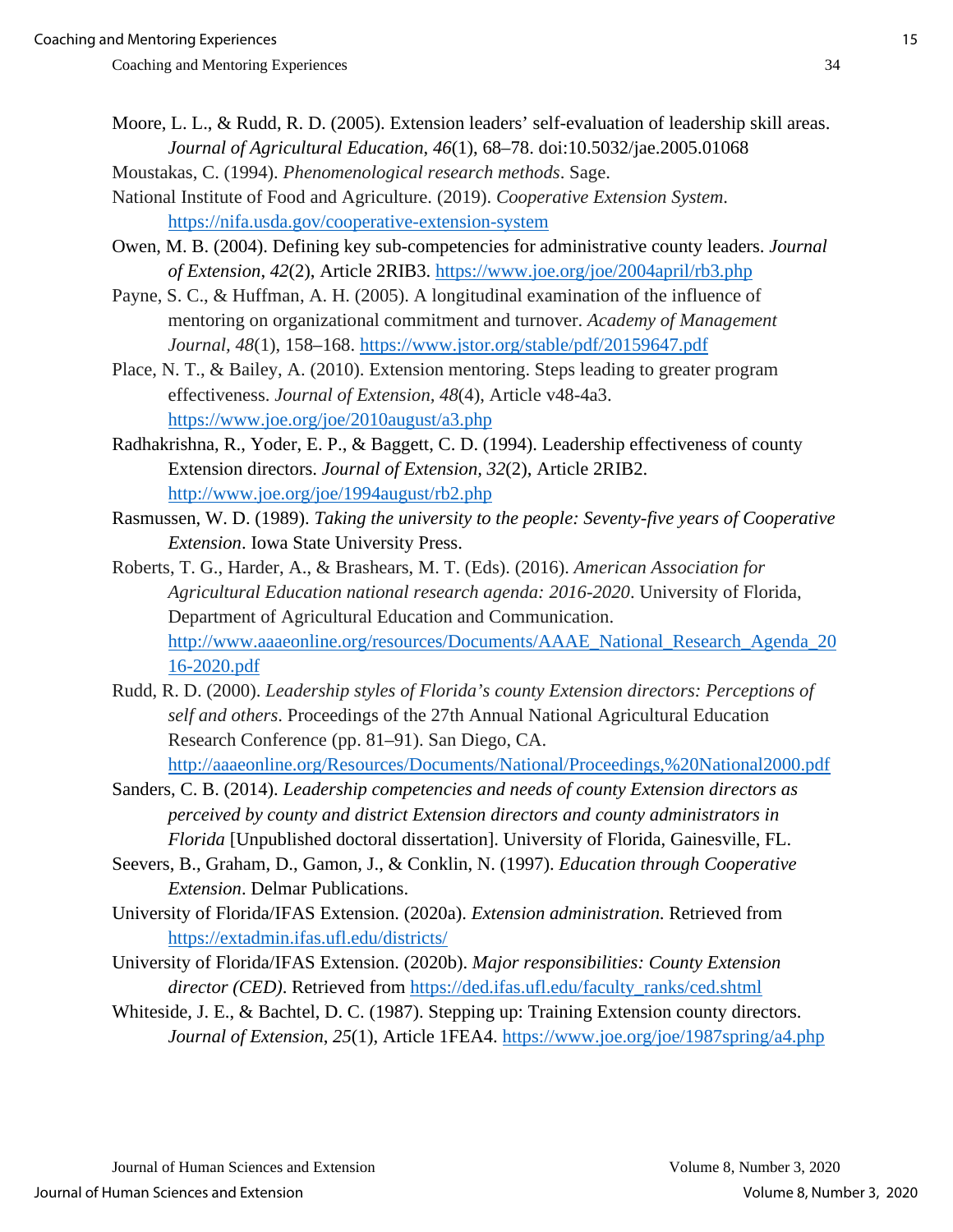Moore, L. L., & Rudd, R. D. (2005). Extension leaders' self-evaluation of leadership skill areas. *Journal of Agricultural Education*, *46*(1), 68–78. doi:10.5032/jae.2005.01068

Moustakas, C. (1994). *Phenomenological research methods*. Sage.

National Institute of Food and Agriculture. (2019). *Cooperative Extension System*. https://nifa.usda.gov/cooperative-extension-system

Owen, M. B. (2004). Defining key sub-competencies for administrative county leaders. *Journal of Extension*, *42*(2), Article 2RIB3. https://www.joe.org/joe/2004april/rb3.php

Payne, S. C., & Huffman, A. H. (2005). A longitudinal examination of the influence of mentoring on organizational commitment and turnover. *Academy of Management Journal*, *48*(1), 158–168. https://www.jstor.org/stable/pdf/20159647.pdf

Place, N. T., & Bailey, A. (2010). Extension mentoring. Steps leading to greater program effectiveness. *Journal of Extension, 48*(4), Article v48-4a3. https://www.joe.org/joe/2010august/a3.php

Radhakrishna, R., Yoder, E. P., & Baggett, C. D. (1994). Leadership effectiveness of county Extension directors. *Journal of Extension, 32*(2), Article 2RIB2. http://www.joe.org/joe/1994august/rb2.php

Rasmussen, W. D. (1989). *Taking the university to the people: Seventy-five years of Cooperative Extension*. Iowa State University Press.

Roberts, T. G., Harder, A., & Brashears, M. T. (Eds). (2016). *American Association for Agricultural Education national research agenda: 2016-2020*. University of Florida, Department of Agricultural Education and Communication. http://www.aaaeonline.org/resources/Documents/AAAE_National_Research_Agenda_2016-2020.pdf

Rudd, R. D. (2000). *Leadership styles of Florida's county Extension directors: Perceptions of self and others*. Proceedings of the 27th Annual National Agricultural Education Research Conference (pp. 81–91). San Diego, CA. http://aaaeonline.org/Resources/Documents/National/Proceedings,%20National2000.pdf

Sanders, C. B. (2014). *Leadership competencies and needs of county Extension directors as perceived by county and district Extension directors and county administrators in Florida* [Unpublished doctoral dissertation]. University of Florida, Gainesville, FL.

Seevers, B., Graham, D., Gamon, J., & Conklin, N. (1997). *Education through Cooperative Extension*. Delmar Publications.

University of Florida/IFAS Extension. (2020a). *Extension administration.* Retrieved from https://extadmin.ifas.ufl.edu/districts/

University of Florida/IFAS Extension. (2020b). *Major responsibilities: County Extension director (CED)*. Retrieved from https://ded.ifas.ufl.edu/faculty_ranks/ced.shtml

Whiteside, J. E., & Bachtel, D. C. (1987). Stepping up: Training Extension county directors. *Journal of Extension*, *25*(1), Article 1FEA4. https://www.joe.org/joe/1987spring/a4.php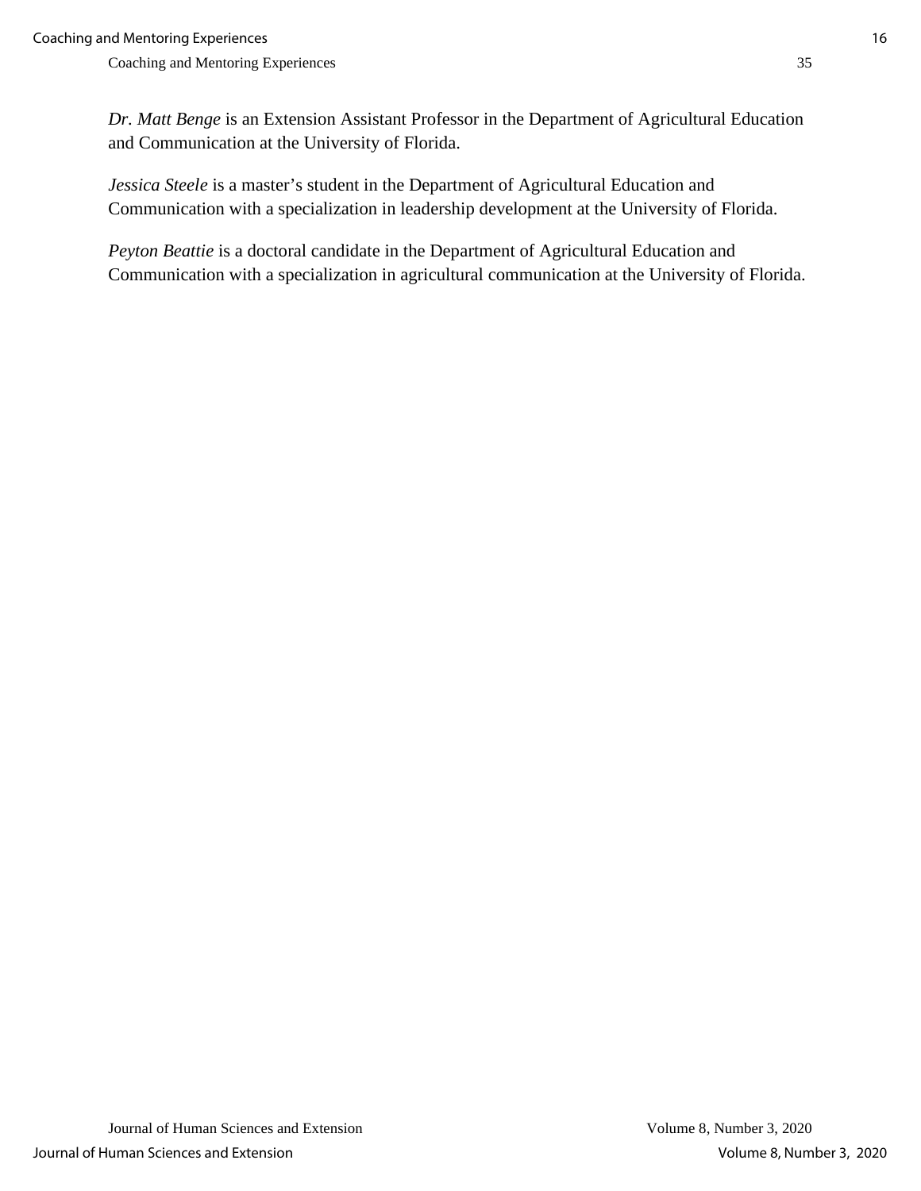*Dr. Matt Benge* is an Extension Assistant Professor in the Department of Agricultural Education and Communication at the University of Florida.

*Jessica Steele* is a master's student in the Department of Agricultural Education and Communication with a specialization in leadership development at the University of Florida.

*Peyton Beattie* is a doctoral candidate in the Department of Agricultural Education and Communication with a specialization in agricultural communication at the University of Florida.